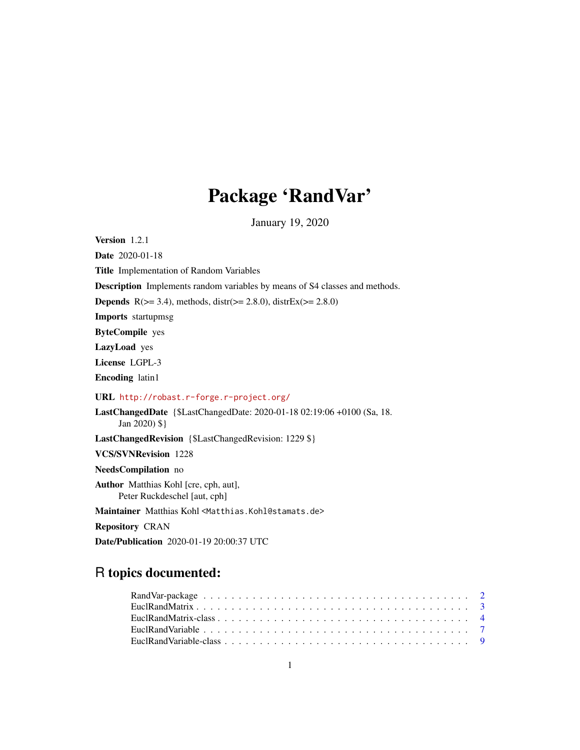# Package 'RandVar'

January 19, 2020

**Version** 1.2.1

**Date** 2020-01-18

**Title** Implementation of Random Variables

**Description** Implements random variables by means of S4 classes and methods.

**Depends** R(>= 3.4), methods, distr(>= 2.8.0), distrEx(>= 2.8.0)

**Imports** startupmsg

**ByteCompile** yes

**LazyLoad** yes

**License** LGPL-3

**Encoding** latin1

**URL** http://robast.r-forge.r-project.org/

**LastChangedDate** {$LastChangedDate: 2020-01-18 02:19:06 +0100 (Sa, 18. Jan 2020) $}

**LastChangedRevision** {$LastChangedRevision: 1229 $}

**VCS/SVNRevision** 1228

**NeedsCompilation** no

**Author** Matthias Kohl [cre, cph, aut], Peter Ruckdeschel [aut, cph]

**Maintainer** Matthias Kohl <Matthias.Kohl@stamats.de>

**Repository** CRAN

**Date/Publication** 2020-01-19 20:00:37 UTC

## R topics documented:

RandVar-package . . . . . . . . . . . . . . . . . . . . . . . . . . . . . . . . . . . . 2
EuclRandMatrix . . . . . . . . . . . . . . . . . . . . . . . . . . . . . . . . . . . . . 3
EuclRandMatrix-class . . . . . . . . . . . . . . . . . . . . . . . . . . . . . . . . . . 4
EuclRandVariable . . . . . . . . . . . . . . . . . . . . . . . . . . . . . . . . . . . . 7
EuclRandVariable-class . . . . . . . . . . . . . . . . . . . . . . . . . . . . . . . . . 9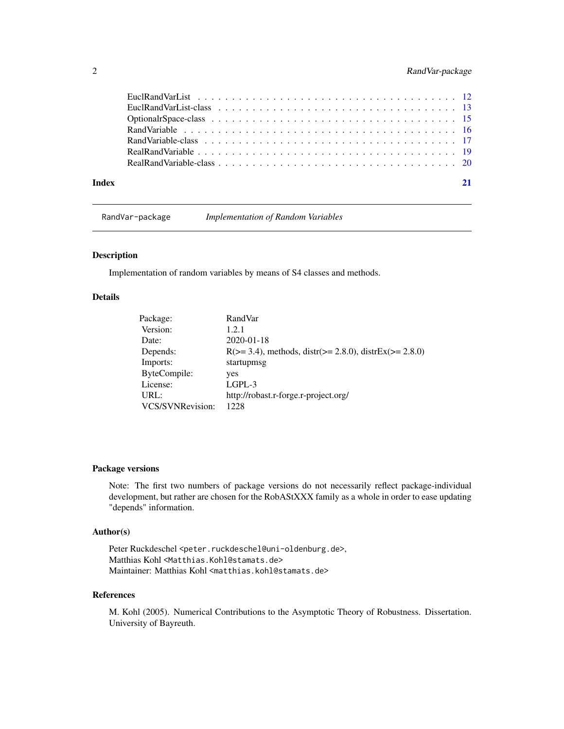EuclRandVarList . . . . . . . . . . . . . . . . . . . . . . . . . . . . . . . . . . . . 12
EuclRandVarList-class . . . . . . . . . . . . . . . . . . . . . . . . . . . . . . . . . 13
OptionalrSpace-class . . . . . . . . . . . . . . . . . . . . . . . . . . . . . . . . . . 15
RandVariable . . . . . . . . . . . . . . . . . . . . . . . . . . . . . . . . . . . . . . 16
RandVariable-class . . . . . . . . . . . . . . . . . . . . . . . . . . . . . . . . . . . 17
RealRandVariable . . . . . . . . . . . . . . . . . . . . . . . . . . . . . . . . . . . . 19
RealRandVariable-class . . . . . . . . . . . . . . . . . . . . . . . . . . . . . . . . . 20

**Index** **21**

---

`RandVar-package` *Implementation of Random Variables*

---

### Description

Implementation of random variables by means of S4 classes and methods.

### Details

| | |
|---|---|
| Package: | RandVar |
| Version: | 1.2.1 |
| Date: | 2020-01-18 |
| Depends: | R(>= 3.4), methods, distr(>= 2.8.0), distrEx(>= 2.8.0) |
| Imports: | startupmsg |
| ByteCompile: | yes |
| License: | LGPL-3 |
| URL: | http://robast.r-forge.r-project.org/ |
| VCS/SVNRevision: | 1228 |

### Package versions

Note: The first two numbers of package versions do not necessarily reflect package-individual development, but rather are chosen for the RobAStXXX family as a whole in order to ease updating "depends" information.

### Author(s)

Peter Ruckdeschel `<peter.ruckdeschel@uni-oldenburg.de>`,
Matthias Kohl `<Matthias.Kohl@stamats.de>`
Maintainer: Matthias Kohl `<matthias.kohl@stamats.de>`

### References

M. Kohl (2005). Numerical Contributions to the Asymptotic Theory of Robustness. Dissertation. University of Bayreuth.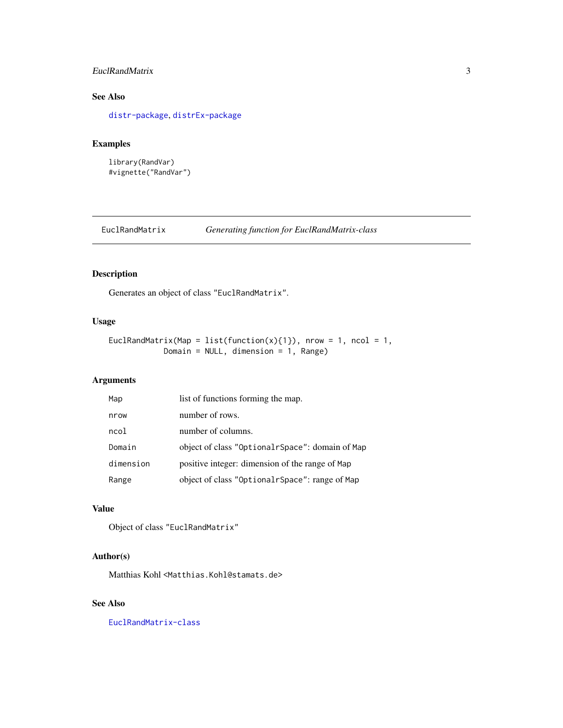## See Also

distr-package, distrEx-package

## Examples

```
library(RandVar)
#vignette("RandVar")
```

---

# EuclRandMatrix — *Generating function for EuclRandMatrix-class*

---

## Description

Generates an object of class "EuclRandMatrix".

## Usage

```
EuclRandMatrix(Map = list(function(x){1}), nrow = 1, ncol = 1,
            Domain = NULL, dimension = 1, Range)
```

## Arguments

| | |
|---|---|
| Map | list of functions forming the map. |
| nrow | number of rows. |
| ncol | number of columns. |
| Domain | object of class "OptionalrSpace": domain of Map |
| dimension | positive integer: dimension of the range of Map |
| Range | object of class "OptionalrSpace": range of Map |

## Value

Object of class "EuclRandMatrix"

## Author(s)

Matthias Kohl <Matthias.Kohl@stamats.de>

## See Also

EuclRandMatrix-class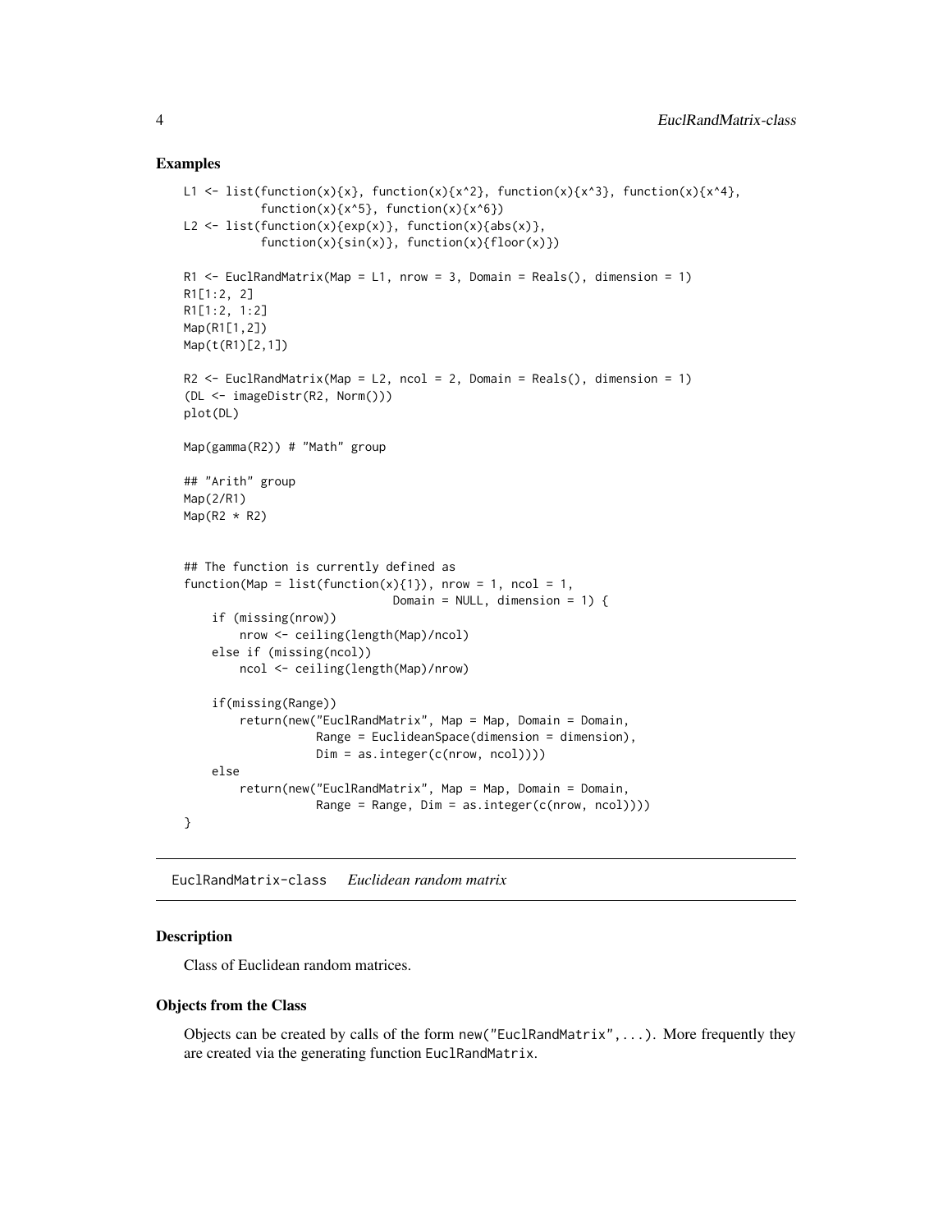### Examples

```
L1 <- list(function(x){x}, function(x){x^2}, function(x){x^3}, function(x){x^4},
           function(x){x^5}, function(x){x^6})
L2 <- list(function(x){exp(x)}, function(x){abs(x)},
           function(x){sin(x)}, function(x){floor(x)})

R1 <- EuclRandMatrix(Map = L1, nrow = 3, Domain = Reals(), dimension = 1)
R1[1:2, 2]
R1[1:2, 1:2]
Map(R1[1,2])
Map(t(R1)[2,1])

R2 <- EuclRandMatrix(Map = L2, ncol = 2, Domain = Reals(), dimension = 1)
(DL <- imageDistr(R2, Norm()))
plot(DL)

Map(gamma(R2)) # "Math" group

## "Arith" group
Map(2/R1)
Map(R2 * R2)


## The function is currently defined as
function(Map = list(function(x){1}), nrow = 1, ncol = 1,
                              Domain = NULL, dimension = 1) {
    if (missing(nrow))
        nrow <- ceiling(length(Map)/ncol)
    else if (missing(ncol))
        ncol <- ceiling(length(Map)/nrow)

    if(missing(Range))
        return(new("EuclRandMatrix", Map = Map, Domain = Domain,
                   Range = EuclideanSpace(dimension = dimension),
                   Dim = as.integer(c(nrow, ncol))))
    else
        return(new("EuclRandMatrix", Map = Map, Domain = Domain,
                   Range = Range, Dim = as.integer(c(nrow, ncol))))
}
```

## EuclRandMatrix-class    *Euclidean random matrix*

### Description

Class of Euclidean random matrices.

### Objects from the Class

Objects can be created by calls of the form `new("EuclRandMatrix",...)`. More frequently they are created via the generating function `EuclRandMatrix`.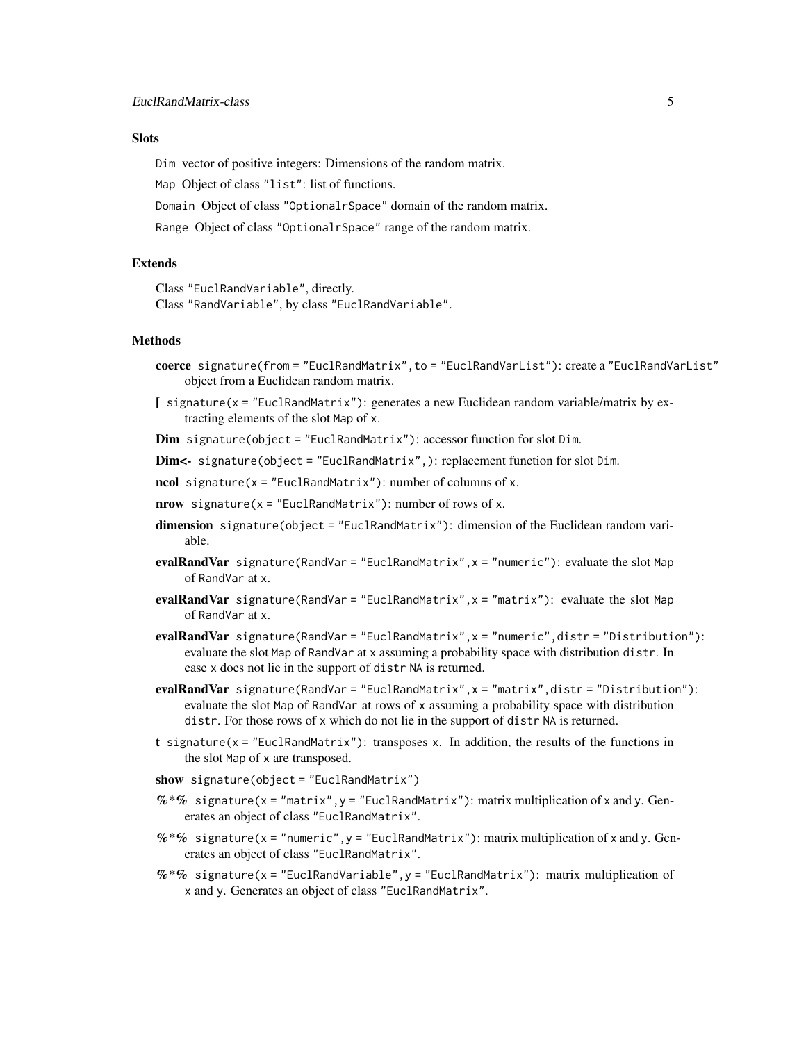### Slots

`Dim` vector of positive integers: Dimensions of the random matrix.

`Map` Object of class `"list"`: list of functions.

`Domain` Object of class `"OptionalrSpace"` domain of the random matrix.

`Range` Object of class `"OptionalrSpace"` range of the random matrix.

### Extends

Class `"EuclRandVariable"`, directly.
Class `"RandVariable"`, by class `"EuclRandVariable"`.

### Methods

**coerce** `signature(from = "EuclRandMatrix", to = "EuclRandVarList")`: create a `"EuclRandVarList"` object from a Euclidean random matrix.

**[** `signature(x = "EuclRandMatrix")`: generates a new Euclidean random variable/matrix by extracting elements of the slot `Map` of `x`.

**Dim** `signature(object = "EuclRandMatrix")`: accessor function for slot `Dim`.

**Dim<-** `signature(object = "EuclRandMatrix", )`: replacement function for slot `Dim`.

**ncol** `signature(x = "EuclRandMatrix")`: number of columns of `x`.

**nrow** `signature(x = "EuclRandMatrix")`: number of rows of `x`.

**dimension** `signature(object = "EuclRandMatrix")`: dimension of the Euclidean random variable.

**evalRandVar** `signature(RandVar = "EuclRandMatrix", x = "numeric")`: evaluate the slot `Map` of `RandVar` at `x`.

**evalRandVar** `signature(RandVar = "EuclRandMatrix", x = "matrix")`: evaluate the slot `Map` of `RandVar` at `x`.

**evalRandVar** `signature(RandVar = "EuclRandMatrix", x = "numeric", distr = "Distribution")`: evaluate the slot `Map` of `RandVar` at `x` assuming a probability space with distribution `distr`. In case `x` does not lie in the support of `distr` `NA` is returned.

**evalRandVar** `signature(RandVar = "EuclRandMatrix", x = "matrix", distr = "Distribution")`: evaluate the slot `Map` of `RandVar` at rows of `x` assuming a probability space with distribution `distr`. For those rows of `x` which do not lie in the support of `distr` `NA` is returned.

**t** `signature(x = "EuclRandMatrix")`: transposes `x`. In addition, the results of the functions in the slot `Map` of `x` are transposed.

**show** `signature(object = "EuclRandMatrix")`

**%*%** `signature(x = "matrix", y = "EuclRandMatrix")`: matrix multiplication of `x` and `y`. Generates an object of class `"EuclRandMatrix"`.

**%*%** `signature(x = "numeric", y = "EuclRandMatrix")`: matrix multiplication of `x` and `y`. Generates an object of class `"EuclRandMatrix"`.

**%*%** `signature(x = "EuclRandVariable", y = "EuclRandMatrix")`: matrix multiplication of `x` and `y`. Generates an object of class `"EuclRandMatrix"`.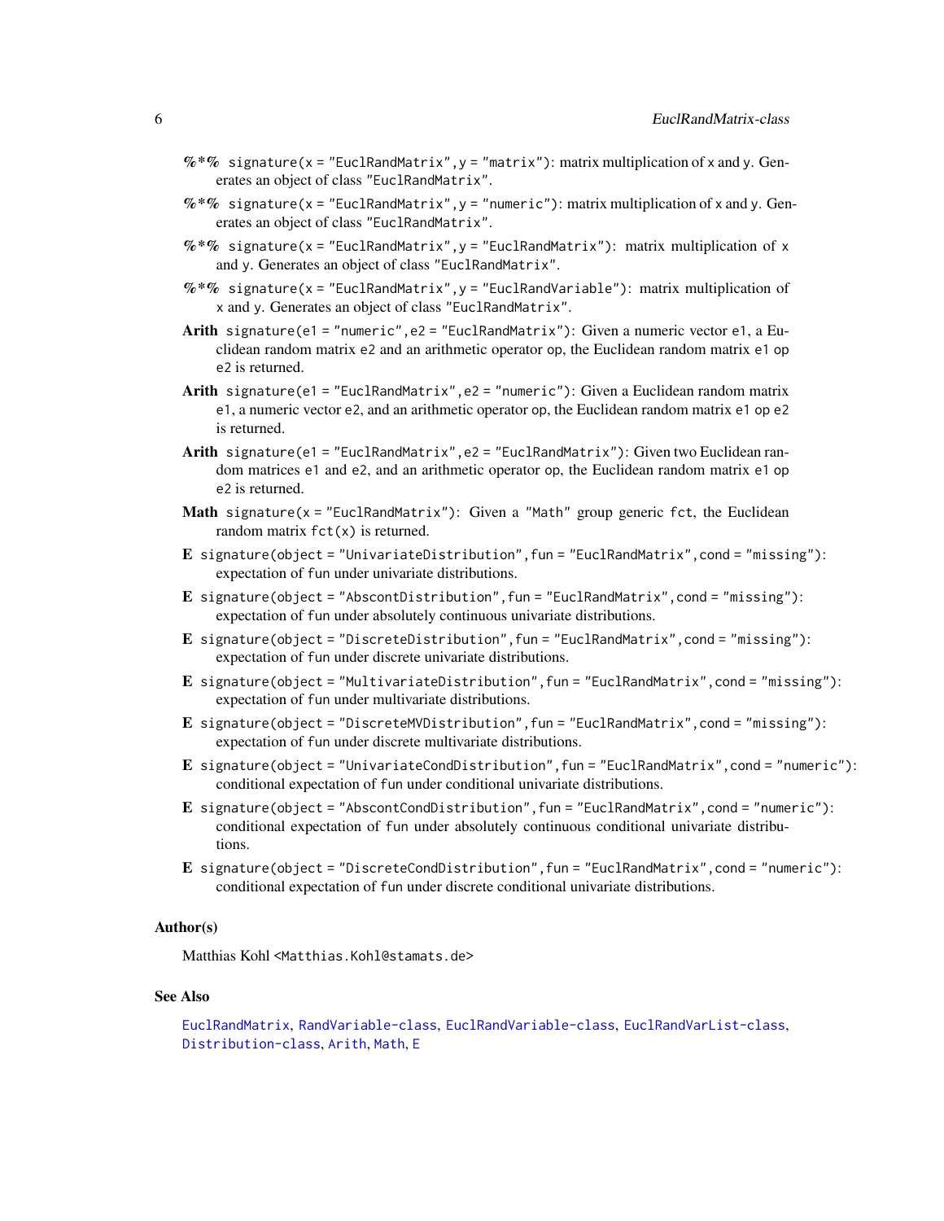**%*%** `signature(x = "EuclRandMatrix", y = "matrix")`: matrix multiplication of `x` and `y`. Generates an object of class `"EuclRandMatrix"`.

**%*%** `signature(x = "EuclRandMatrix", y = "numeric")`: matrix multiplication of `x` and `y`. Generates an object of class `"EuclRandMatrix"`.

**%*%** `signature(x = "EuclRandMatrix", y = "EuclRandMatrix")`: matrix multiplication of `x` and `y`. Generates an object of class `"EuclRandMatrix"`.

**%*%** `signature(x = "EuclRandMatrix", y = "EuclRandVariable")`: matrix multiplication of `x` and `y`. Generates an object of class `"EuclRandMatrix"`.

**Arith** `signature(e1 = "numeric", e2 = "EuclRandMatrix")`: Given a numeric vector `e1`, a Euclidean random matrix `e2` and an arithmetic operator `op`, the Euclidean random matrix `e1 op e2` is returned.

**Arith** `signature(e1 = "EuclRandMatrix", e2 = "numeric")`: Given a Euclidean random matrix `e1`, a numeric vector `e2`, and an arithmetic operator `op`, the Euclidean random matrix `e1 op e2` is returned.

**Arith** `signature(e1 = "EuclRandMatrix", e2 = "EuclRandMatrix")`: Given two Euclidean random matrices `e1` and `e2`, and an arithmetic operator `op`, the Euclidean random matrix `e1 op e2` is returned.

**Math** `signature(x = "EuclRandMatrix")`: Given a `"Math"` group generic `fct`, the Euclidean random matrix `fct(x)` is returned.

**E** `signature(object = "UnivariateDistribution", fun = "EuclRandMatrix", cond = "missing")`: expectation of `fun` under univariate distributions.

**E** `signature(object = "AbscontDistribution", fun = "EuclRandMatrix", cond = "missing")`: expectation of `fun` under absolutely continuous univariate distributions.

**E** `signature(object = "DiscreteDistribution", fun = "EuclRandMatrix", cond = "missing")`: expectation of `fun` under discrete univariate distributions.

**E** `signature(object = "MultivariateDistribution", fun = "EuclRandMatrix", cond = "missing")`: expectation of `fun` under multivariate distributions.

**E** `signature(object = "DiscreteMVDistribution", fun = "EuclRandMatrix", cond = "missing")`: expectation of `fun` under discrete multivariate distributions.

**E** `signature(object = "UnivariateCondDistribution", fun = "EuclRandMatrix", cond = "numeric")`: conditional expectation of `fun` under conditional univariate distributions.

**E** `signature(object = "AbscontCondDistribution", fun = "EuclRandMatrix", cond = "numeric")`: conditional expectation of `fun` under absolutely continuous conditional univariate distributions.

**E** `signature(object = "DiscreteCondDistribution", fun = "EuclRandMatrix", cond = "numeric")`: conditional expectation of `fun` under discrete conditional univariate distributions.

## Author(s)

Matthias Kohl <`Matthias.Kohl@stamats.de`>

## See Also

`EuclRandMatrix`, `RandVariable-class`, `EuclRandVariable-class`, `EuclRandVarList-class`, `Distribution-class`, `Arith`, `Math`, `E`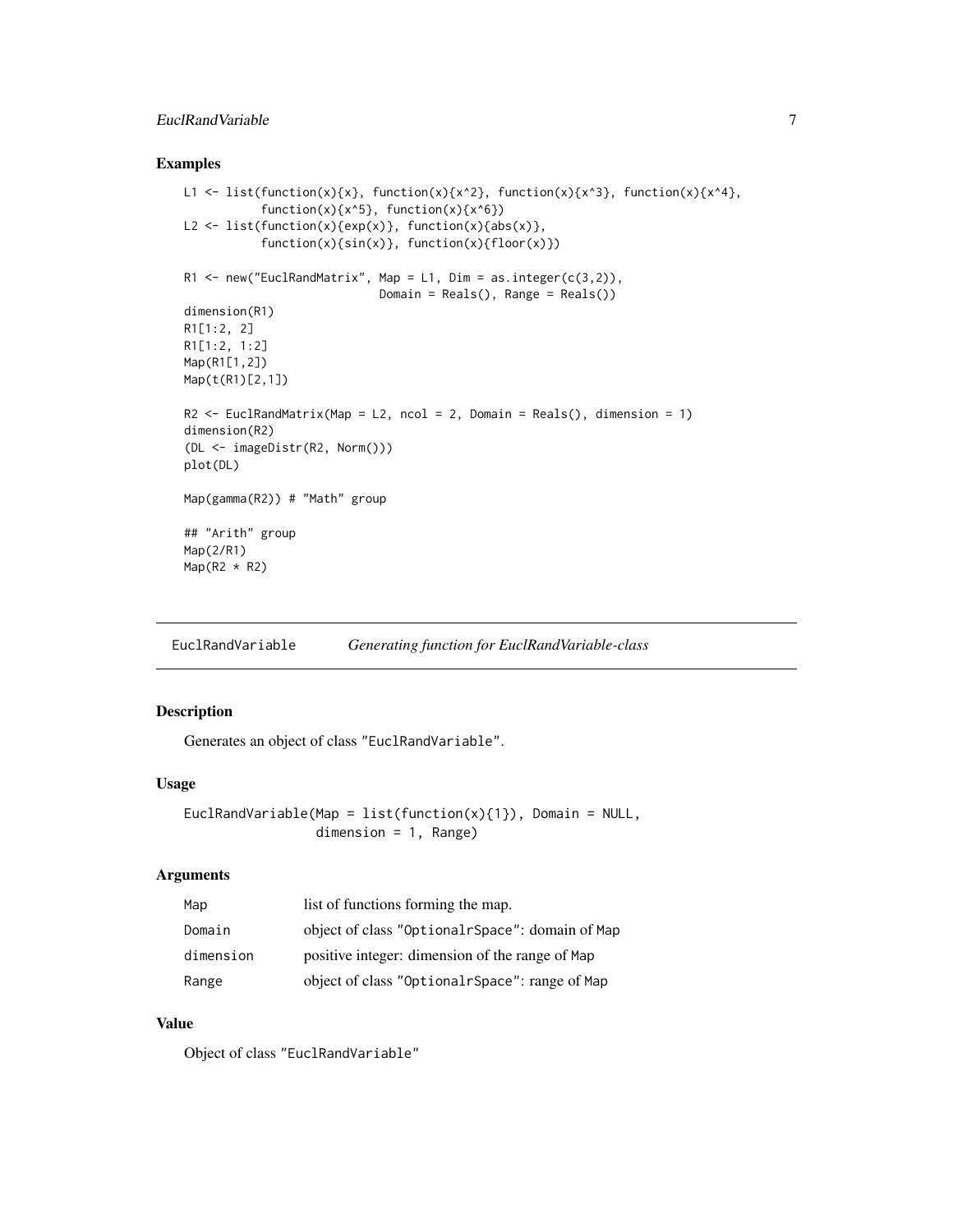### Examples

```
L1 <- list(function(x){x}, function(x){x^2}, function(x){x^3}, function(x){x^4},
           function(x){x^5}, function(x){x^6})
L2 <- list(function(x){exp(x)}, function(x){abs(x)},
           function(x){sin(x)}, function(x){floor(x)})

R1 <- new("EuclRandMatrix", Map = L1, Dim = as.integer(c(3,2)),
                            Domain = Reals(), Range = Reals())
dimension(R1)
R1[1:2, 2]
R1[1:2, 1:2]
Map(R1[1,2])
Map(t(R1)[2,1])

R2 <- EuclRandMatrix(Map = L2, ncol = 2, Domain = Reals(), dimension = 1)
dimension(R2)
(DL <- imageDistr(R2, Norm()))
plot(DL)

Map(gamma(R2)) # "Math" group

## "Arith" group
Map(2/R1)
Map(R2 * R2)
```

---

## EuclRandVariable *Generating function for EuclRandVariable-class*

---

### Description

Generates an object of class "EuclRandVariable".

### Usage

```
EuclRandVariable(Map = list(function(x){1}), Domain = NULL,
                 dimension = 1, Range)
```

### Arguments

| | |
|---|---|
| Map | list of functions forming the map. |
| Domain | object of class "OptionalrSpace": domain of Map |
| dimension | positive integer: dimension of the range of Map |
| Range | object of class "OptionalrSpace": range of Map |

### Value

Object of class "EuclRandVariable"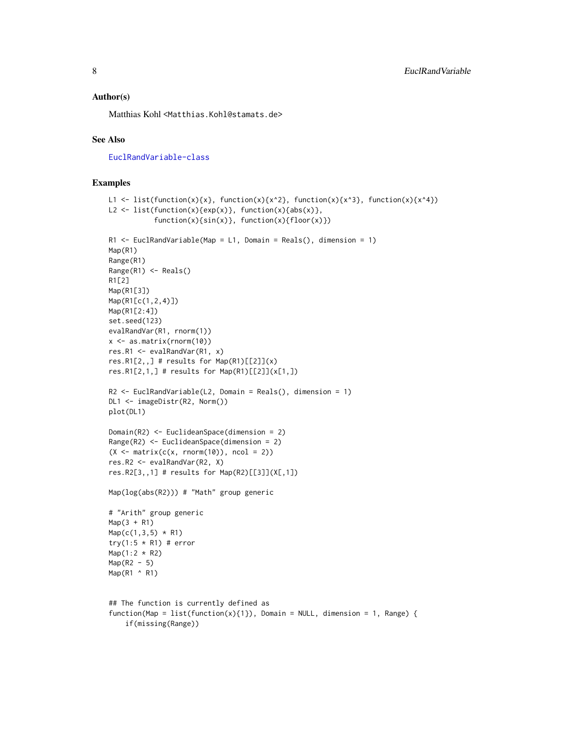### Author(s)

Matthias Kohl <Matthias.Kohl@stamats.de>

### See Also

EuclRandVariable-class

### Examples

```
L1 <- list(function(x){x}, function(x){x^2}, function(x){x^3}, function(x){x^4})
L2 <- list(function(x){exp(x)}, function(x){abs(x)},
           function(x){sin(x)}, function(x){floor(x)})

R1 <- EuclRandVariable(Map = L1, Domain = Reals(), dimension = 1)
Map(R1)
Range(R1)
Range(R1) <- Reals()
R1[2]
Map(R1[3])
Map(R1[c(1,2,4)])
Map(R1[2:4])
set.seed(123)
evalRandVar(R1, rnorm(1))
x <- as.matrix(rnorm(10))
res.R1 <- evalRandVar(R1, x)
res.R1[2,,] # results for Map(R1)[[2]](x)
res.R1[2,1,] # results for Map(R1)[[2]](x[1,])

R2 <- EuclRandVariable(L2, Domain = Reals(), dimension = 1)
DL1 <- imageDistr(R2, Norm())
plot(DL1)

Domain(R2) <- EuclideanSpace(dimension = 2)
Range(R2) <- EuclideanSpace(dimension = 2)
(X <- matrix(c(x, rnorm(10)), ncol = 2))
res.R2 <- evalRandVar(R2, X)
res.R2[3,,1] # results for Map(R2)[[3]](X[,1])

Map(log(abs(R2))) # "Math" group generic

# "Arith" group generic
Map(3 + R1)
Map(c(1,3,5) * R1)
try(1:5 * R1) # error
Map(1:2 * R2)
Map(R2 - 5)
Map(R1 ^ R1)


## The function is currently defined as
function(Map = list(function(x){1}), Domain = NULL, dimension = 1, Range) {
    if(missing(Range))
```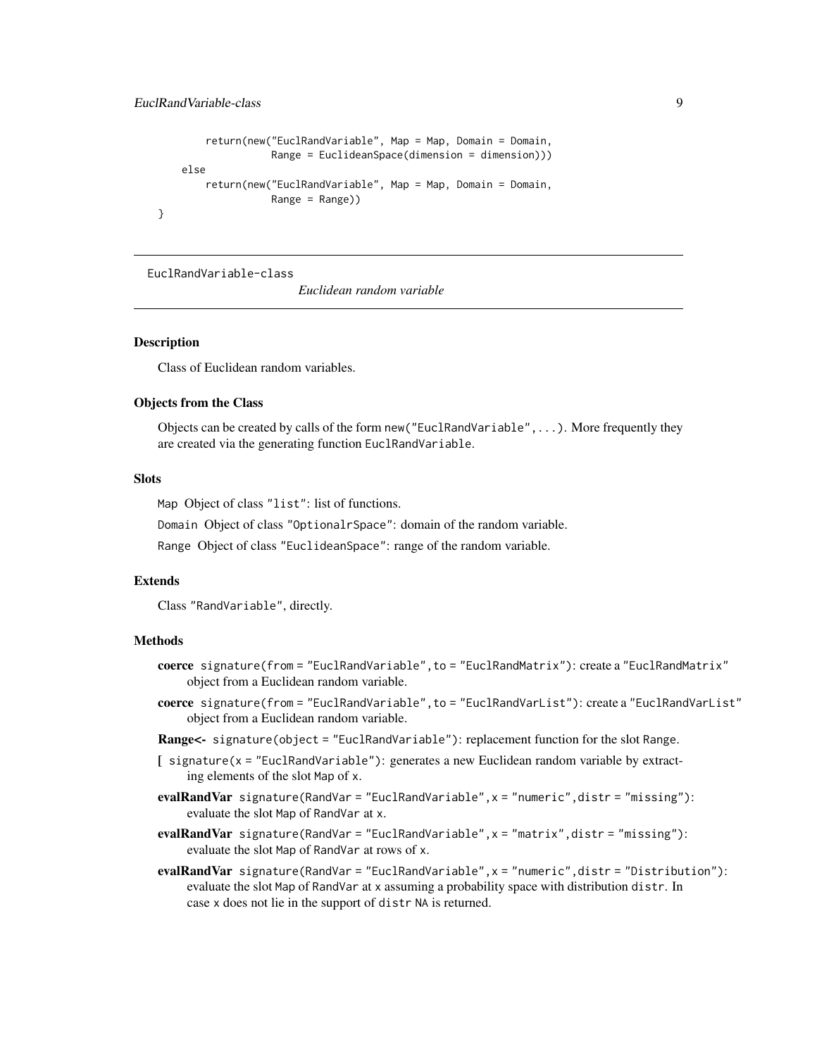```
        return(new("EuclRandVariable", Map = Map, Domain = Domain,
                   Range = EuclideanSpace(dimension = dimension)))
    else
        return(new("EuclRandVariable", Map = Map, Domain = Domain,
                   Range = Range))
}
```

---

EuclRandVariable-class — *Euclidean random variable*

---

### Description

Class of Euclidean random variables.

### Objects from the Class

Objects can be created by calls of the form `new("EuclRandVariable", ...)`. More frequently they are created via the generating function `EuclRandVariable`.

### Slots

`Map` Object of class `"list"`: list of functions.

`Domain` Object of class `"OptionalrSpace"`: domain of the random variable.

`Range` Object of class `"EuclideanSpace"`: range of the random variable.

### Extends

Class `"RandVariable"`, directly.

### Methods

**coerce** `signature(from = "EuclRandVariable", to = "EuclRandMatrix")`: create a `"EuclRandMatrix"` object from a Euclidean random variable.

**coerce** `signature(from = "EuclRandVariable", to = "EuclRandVarList")`: create a `"EuclRandVarList"` object from a Euclidean random variable.

**Range<-** `signature(object = "EuclRandVariable")`: replacement function for the slot `Range`.

**[** `signature(x = "EuclRandVariable")`: generates a new Euclidean random variable by extracting elements of the slot `Map` of `x`.

**evalRandVar** `signature(RandVar = "EuclRandVariable", x = "numeric", distr = "missing")`: evaluate the slot `Map` of `RandVar` at `x`.

**evalRandVar** `signature(RandVar = "EuclRandVariable", x = "matrix", distr = "missing")`: evaluate the slot `Map` of `RandVar` at rows of `x`.

**evalRandVar** `signature(RandVar = "EuclRandVariable", x = "numeric", distr = "Distribution")`: evaluate the slot `Map` of `RandVar` at `x` assuming a probability space with distribution `distr`. In case `x` does not lie in the support of `distr` `NA` is returned.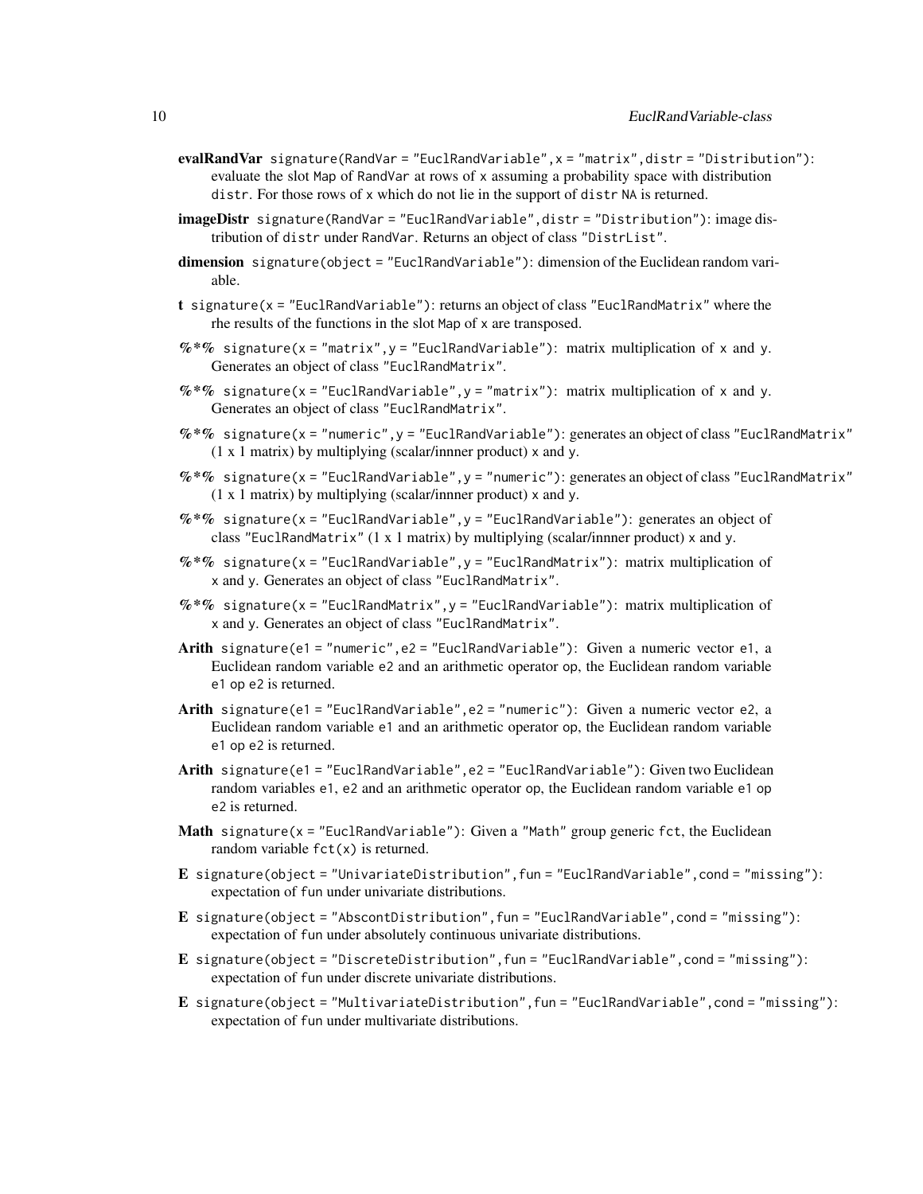**evalRandVar** `signature(RandVar = "EuclRandVariable", x = "matrix", distr = "Distribution")`: evaluate the slot `Map` of `RandVar` at rows of `x` assuming a probability space with distribution `distr`. For those rows of `x` which do not lie in the support of `distr` `NA` is returned.

**imageDistr** `signature(RandVar = "EuclRandVariable", distr = "Distribution")`: image distribution of `distr` under `RandVar`. Returns an object of class `"DistrList"`.

**dimension** `signature(object = "EuclRandVariable")`: dimension of the Euclidean random variable.

**t** `signature(x = "EuclRandVariable")`: returns an object of class `"EuclRandMatrix"` where the rhe results of the functions in the slot `Map` of `x` are transposed.

**%*%** `signature(x = "matrix", y = "EuclRandVariable")`: matrix multiplication of `x` and `y`. Generates an object of class `"EuclRandMatrix"`.

**%*%** `signature(x = "EuclRandVariable", y = "matrix")`: matrix multiplication of `x` and `y`. Generates an object of class `"EuclRandMatrix"`.

**%*%** `signature(x = "numeric", y = "EuclRandVariable")`: generates an object of class `"EuclRandMatrix"` (1 x 1 matrix) by multiplying (scalar/innner product) `x` and `y`.

**%*%** `signature(x = "EuclRandVariable", y = "numeric")`: generates an object of class `"EuclRandMatrix"` (1 x 1 matrix) by multiplying (scalar/innner product) `x` and `y`.

**%*%** `signature(x = "EuclRandVariable", y = "EuclRandVariable")`: generates an object of class `"EuclRandMatrix"` (1 x 1 matrix) by multiplying (scalar/innner product) `x` and `y`.

**%*%** `signature(x = "EuclRandVariable", y = "EuclRandMatrix")`: matrix multiplication of `x` and `y`. Generates an object of class `"EuclRandMatrix"`.

**%*%** `signature(x = "EuclRandMatrix", y = "EuclRandVariable")`: matrix multiplication of `x` and `y`. Generates an object of class `"EuclRandMatrix"`.

**Arith** `signature(e1 = "numeric", e2 = "EuclRandVariable")`: Given a numeric vector `e1`, a Euclidean random variable `e2` and an arithmetic operator `op`, the Euclidean random variable `e1 op e2` is returned.

**Arith** `signature(e1 = "EuclRandVariable", e2 = "numeric")`: Given a numeric vector `e2`, a Euclidean random variable `e1` and an arithmetic operator `op`, the Euclidean random variable `e1 op e2` is returned.

**Arith** `signature(e1 = "EuclRandVariable", e2 = "EuclRandVariable")`: Given two Euclidean random variables `e1`, `e2` and an arithmetic operator `op`, the Euclidean random variable `e1 op e2` is returned.

**Math** `signature(x = "EuclRandVariable")`: Given a `"Math"` group generic `fct`, the Euclidean random variable `fct(x)` is returned.

**E** `signature(object = "UnivariateDistribution", fun = "EuclRandVariable", cond = "missing")`: expectation of `fun` under univariate distributions.

**E** `signature(object = "AbscontDistribution", fun = "EuclRandVariable", cond = "missing")`: expectation of `fun` under absolutely continuous univariate distributions.

**E** `signature(object = "DiscreteDistribution", fun = "EuclRandVariable", cond = "missing")`: expectation of `fun` under discrete univariate distributions.

**E** `signature(object = "MultivariateDistribution", fun = "EuclRandVariable", cond = "missing")`: expectation of `fun` under multivariate distributions.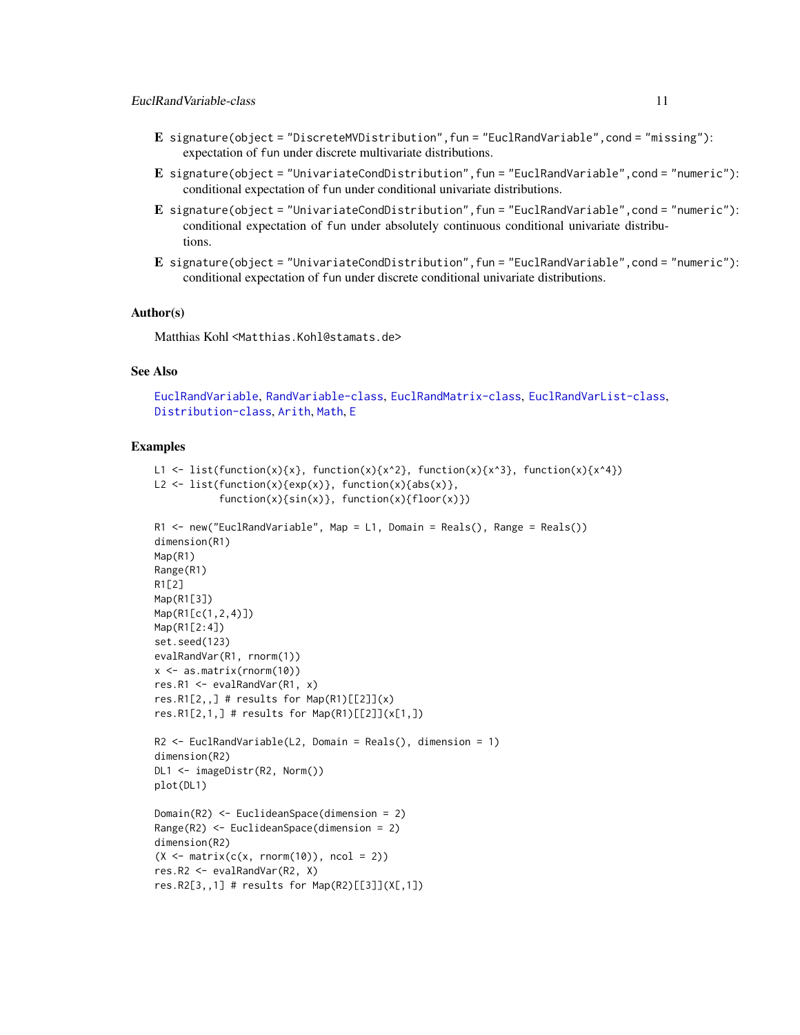**E** `signature(object = "DiscreteMVDistribution", fun = "EuclRandVariable", cond = "missing")`: expectation of `fun` under discrete multivariate distributions.

**E** `signature(object = "UnivariateCondDistribution", fun = "EuclRandVariable", cond = "numeric")`: conditional expectation of `fun` under conditional univariate distributions.

**E** `signature(object = "UnivariateCondDistribution", fun = "EuclRandVariable", cond = "numeric")`: conditional expectation of `fun` under absolutely continuous conditional univariate distributions.

**E** `signature(object = "UnivariateCondDistribution", fun = "EuclRandVariable", cond = "numeric")`: conditional expectation of `fun` under discrete conditional univariate distributions.

## Author(s)

Matthias Kohl <Matthias.Kohl@stamats.de>

## See Also

EuclRandVariable, RandVariable-class, EuclRandMatrix-class, EuclRandVarList-class, Distribution-class, Arith, Math, E

## Examples

```
L1 <- list(function(x){x}, function(x){x^2}, function(x){x^3}, function(x){x^4})
L2 <- list(function(x){exp(x)}, function(x){abs(x)},
           function(x){sin(x)}, function(x){floor(x)})

R1 <- new("EuclRandVariable", Map = L1, Domain = Reals(), Range = Reals())
dimension(R1)
Map(R1)
Range(R1)
R1[2]
Map(R1[3])
Map(R1[c(1,2,4)])
Map(R1[2:4])
set.seed(123)
evalRandVar(R1, rnorm(1))
x <- as.matrix(rnorm(10))
res.R1 <- evalRandVar(R1, x)
res.R1[2,,] # results for Map(R1)[[2]](x)
res.R1[2,1,] # results for Map(R1)[[2]](x[1,])

R2 <- EuclRandVariable(L2, Domain = Reals(), dimension = 1)
dimension(R2)
DL1 <- imageDistr(R2, Norm())
plot(DL1)

Domain(R2) <- EuclideanSpace(dimension = 2)
Range(R2) <- EuclideanSpace(dimension = 2)
dimension(R2)
(X <- matrix(c(x, rnorm(10)), ncol = 2))
res.R2 <- evalRandVar(R2, X)
res.R2[3,,1] # results for Map(R2)[[3]](X[,1])
```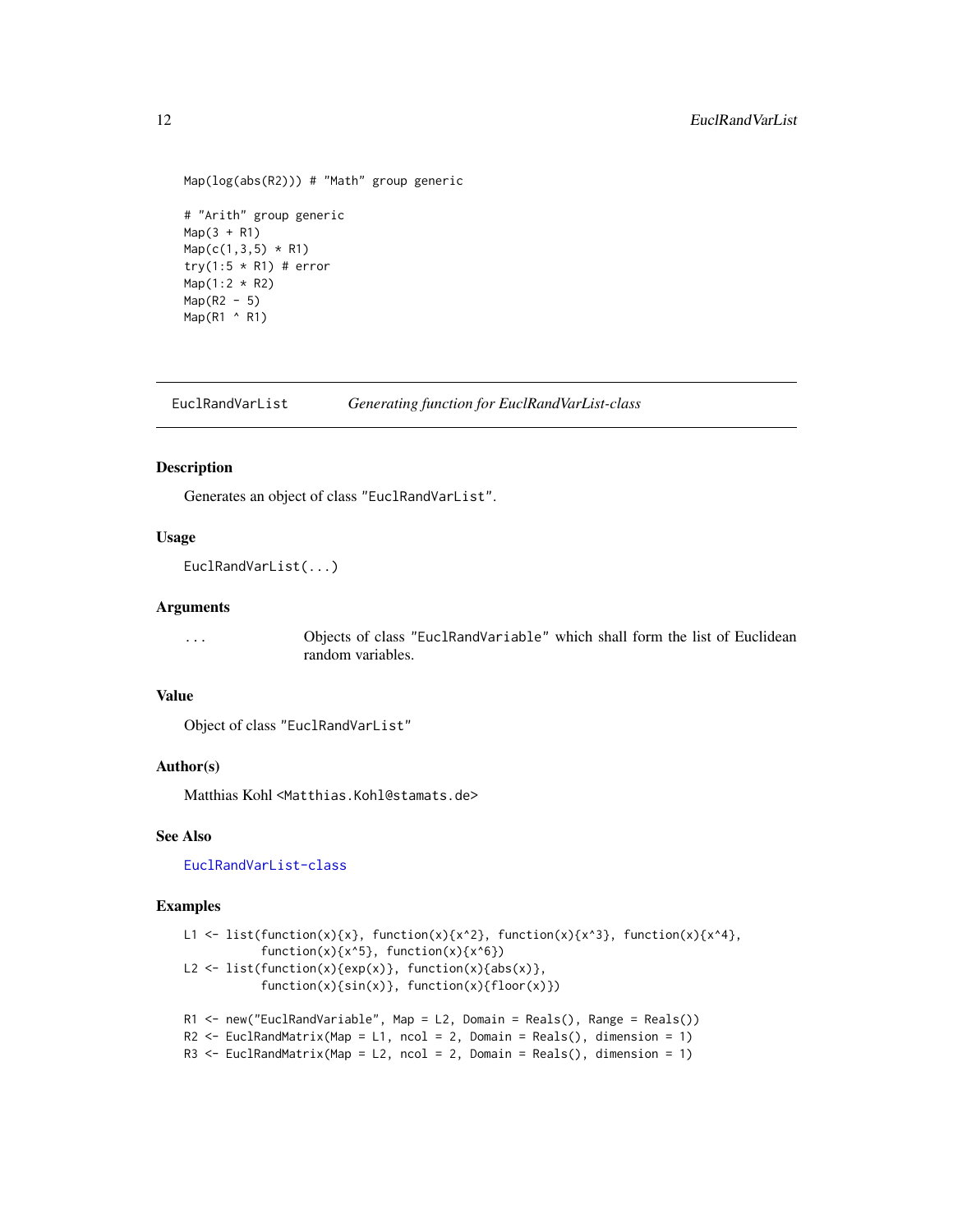```
Map(log(abs(R2))) # "Math" group generic

# "Arith" group generic
Map(3 + R1)
Map(c(1,3,5) * R1)
try(1:5 * R1) # error
Map(1:2 * R2)
Map(R2 - 5)
Map(R1 ^ R1)
```

## EuclRandVarList *Generating function for EuclRandVarList-class*

### Description

Generates an object of class "EuclRandVarList".

### Usage

```
EuclRandVarList(...)
```

### Arguments

| | |
|---|---|
| ... | Objects of class "EuclRandVariable" which shall form the list of Euclidean random variables. |

### Value

Object of class "EuclRandVarList"

### Author(s)

Matthias Kohl <Matthias.Kohl@stamats.de>

### See Also

EuclRandVarList-class

### Examples

```
L1 <- list(function(x){x}, function(x){x^2}, function(x){x^3}, function(x){x^4},
           function(x){x^5}, function(x){x^6})
L2 <- list(function(x){exp(x)}, function(x){abs(x)},
           function(x){sin(x)}, function(x){floor(x)})

R1 <- new("EuclRandVariable", Map = L2, Domain = Reals(), Range = Reals())
R2 <- EuclRandMatrix(Map = L1, ncol = 2, Domain = Reals(), dimension = 1)
R3 <- EuclRandMatrix(Map = L2, ncol = 2, Domain = Reals(), dimension = 1)
```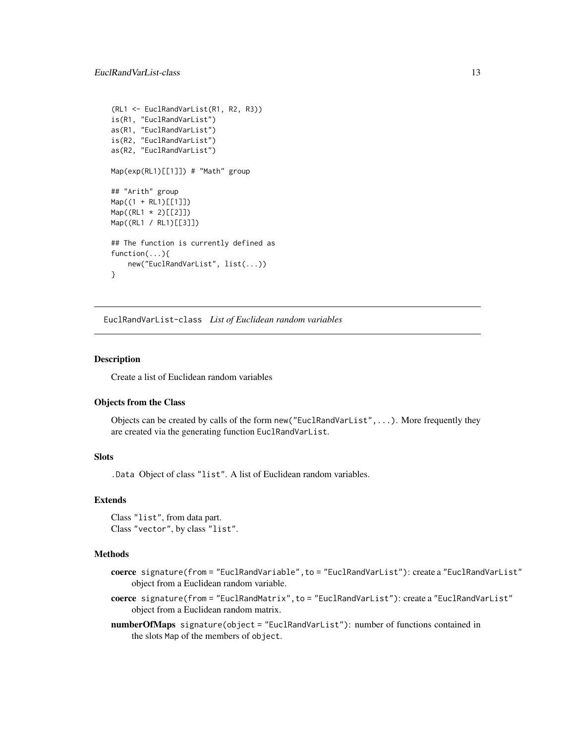```
(RL1 <- EuclRandVarList(R1, R2, R3))
is(R1, "EuclRandVarList")
as(R1, "EuclRandVarList")
is(R2, "EuclRandVarList")
as(R2, "EuclRandVarList")

Map(exp(RL1)[[1]]) # "Math" group

## "Arith" group
Map((1 + RL1)[[1]])
Map((RL1 * 2)[[2]])
Map((RL1 / RL1)[[3]])

## The function is currently defined as
function(...){
    new("EuclRandVarList", list(...))
}
```

---

## EuclRandVarList-class *List of Euclidean random variables*

---

### Description

Create a list of Euclidean random variables

### Objects from the Class

Objects can be created by calls of the form `new("EuclRandVarList", ...)`. More frequently they are created via the generating function `EuclRandVarList`.

### Slots

`.Data` Object of class `"list"`. A list of Euclidean random variables.

### Extends

Class `"list"`, from data part.
Class `"vector"`, by class `"list"`.

### Methods

**coerce** `signature(from = "EuclRandVariable", to = "EuclRandVarList")`: create a `"EuclRandVarList"` object from a Euclidean random variable.

**coerce** `signature(from = "EuclRandMatrix", to = "EuclRandVarList")`: create a `"EuclRandVarList"` object from a Euclidean random matrix.

**numberOfMaps** `signature(object = "EuclRandVarList")`: number of functions contained in the slots `Map` of the members of `object`.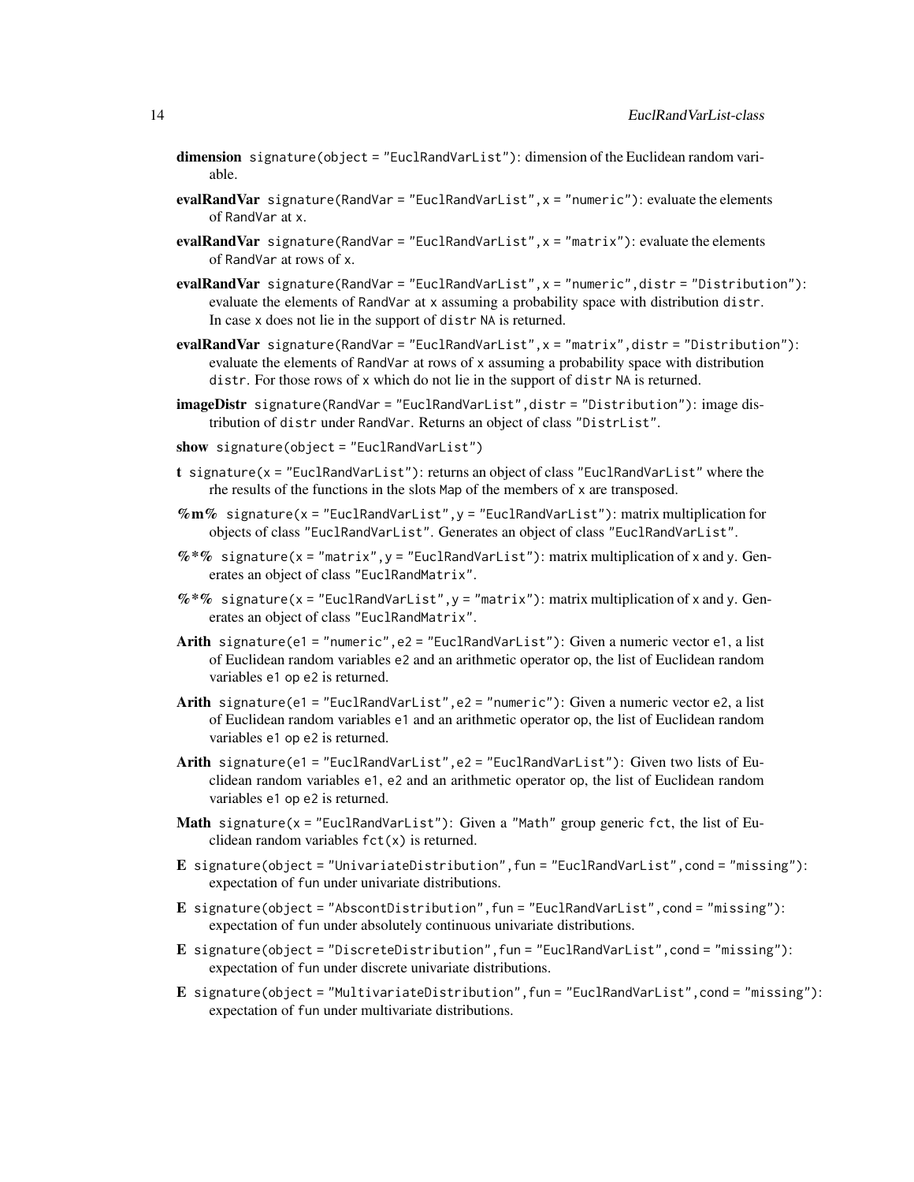**dimension** `signature(object = "EuclRandVarList")`: dimension of the Euclidean random variable.

**evalRandVar** `signature(RandVar = "EuclRandVarList", x = "numeric")`: evaluate the elements of `RandVar` at `x`.

**evalRandVar** `signature(RandVar = "EuclRandVarList", x = "matrix")`: evaluate the elements of `RandVar` at rows of `x`.

**evalRandVar** `signature(RandVar = "EuclRandVarList", x = "numeric", distr = "Distribution")`: evaluate the elements of `RandVar` at `x` assuming a probability space with distribution `distr`. In case `x` does not lie in the support of `distr` `NA` is returned.

**evalRandVar** `signature(RandVar = "EuclRandVarList", x = "matrix", distr = "Distribution")`: evaluate the elements of `RandVar` at rows of `x` assuming a probability space with distribution `distr`. For those rows of `x` which do not lie in the support of `distr` `NA` is returned.

**imageDistr** `signature(RandVar = "EuclRandVarList", distr = "Distribution")`: image distribution of `distr` under `RandVar`. Returns an object of class `"DistrList"`.

**show** `signature(object = "EuclRandVarList")`

**t** `signature(x = "EuclRandVarList")`: returns an object of class `"EuclRandVarList"` where the rhe results of the functions in the slots `Map` of the members of `x` are transposed.

**%m%** `signature(x = "EuclRandVarList", y = "EuclRandVarList")`: matrix multiplication for objects of class `"EuclRandVarList"`. Generates an object of class `"EuclRandVarList"`.

**%*%** `signature(x = "matrix", y = "EuclRandVarList")`: matrix multiplication of `x` and `y`. Generates an object of class `"EuclRandMatrix"`.

**%*%** `signature(x = "EuclRandVarList", y = "matrix")`: matrix multiplication of `x` and `y`. Generates an object of class `"EuclRandMatrix"`.

**Arith** `signature(e1 = "numeric", e2 = "EuclRandVarList")`: Given a numeric vector `e1`, a list of Euclidean random variables `e2` and an arithmetic operator `op`, the list of Euclidean random variables `e1 op e2` is returned.

**Arith** `signature(e1 = "EuclRandVarList", e2 = "numeric")`: Given a numeric vector `e2`, a list of Euclidean random variables `e1` and an arithmetic operator `op`, the list of Euclidean random variables `e1 op e2` is returned.

**Arith** `signature(e1 = "EuclRandVarList", e2 = "EuclRandVarList")`: Given two lists of Euclidean random variables `e1`, `e2` and an arithmetic operator `op`, the list of Euclidean random variables `e1 op e2` is returned.

**Math** `signature(x = "EuclRandVarList")`: Given a `"Math"` group generic `fct`, the list of Euclidean random variables `fct(x)` is returned.

**E** `signature(object = "UnivariateDistribution", fun = "EuclRandVarList", cond = "missing")`: expectation of `fun` under univariate distributions.

**E** `signature(object = "AbscontDistribution", fun = "EuclRandVarList", cond = "missing")`: expectation of `fun` under absolutely continuous univariate distributions.

**E** `signature(object = "DiscreteDistribution", fun = "EuclRandVarList", cond = "missing")`: expectation of `fun` under discrete univariate distributions.

**E** `signature(object = "MultivariateDistribution", fun = "EuclRandVarList", cond = "missing")`: expectation of `fun` under multivariate distributions.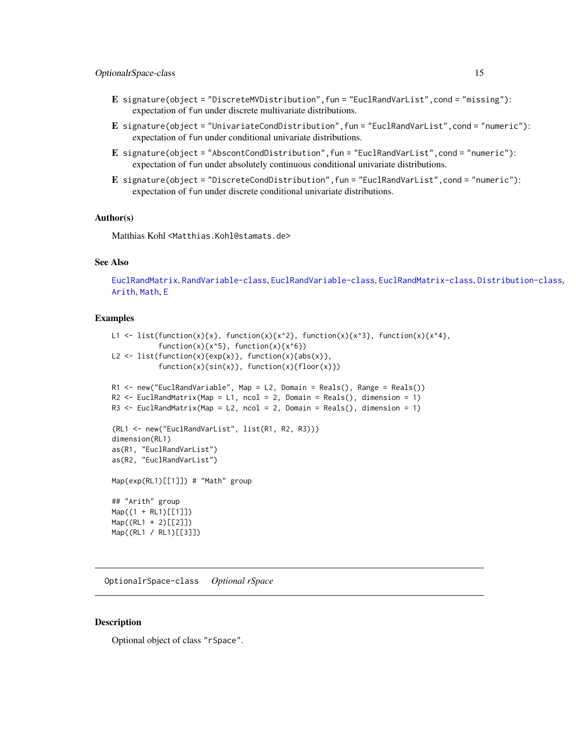**E** `signature(object = "DiscreteMVDistribution", fun = "EuclRandVarList", cond = "missing")`: expectation of `fun` under discrete multivariate distributions.

**E** `signature(object = "UnivariateCondDistribution", fun = "EuclRandVarList", cond = "numeric")`: expectation of `fun` under conditional univariate distributions.

**E** `signature(object = "AbscontCondDistribution", fun = "EuclRandVarList", cond = "numeric")`: expectation of `fun` under absolutely continuous conditional univariate distributions.

**E** `signature(object = "DiscreteCondDistribution", fun = "EuclRandVarList", cond = "numeric")`: expectation of `fun` under discrete conditional univariate distributions.

### Author(s)

Matthias Kohl <Matthias.Kohl@stamats.de>

### See Also

EuclRandMatrix, RandVariable-class, EuclRandVariable-class, EuclRandMatrix-class, Distribution-class, Arith, Math, E

### Examples

```
L1 <- list(function(x){x}, function(x){x^2}, function(x){x^3}, function(x){x^4},
           function(x){x^5}, function(x){x^6})
L2 <- list(function(x){exp(x)}, function(x){abs(x)},
           function(x){sin(x)}, function(x){floor(x)})

R1 <- new("EuclRandVariable", Map = L2, Domain = Reals(), Range = Reals())
R2 <- EuclRandMatrix(Map = L1, ncol = 2, Domain = Reals(), dimension = 1)
R3 <- EuclRandMatrix(Map = L2, ncol = 2, Domain = Reals(), dimension = 1)

(RL1 <- new("EuclRandVarList", list(R1, R2, R3)))
dimension(RL1)
as(R1, "EuclRandVarList")
as(R2, "EuclRandVarList")

Map(exp(RL1)[[1]]) # "Math" group

## "Arith" group
Map((1 + RL1)[[1]])
Map((RL1 * 2)[[2]])
Map((RL1 / RL1)[[3]])
```

---

## OptionalrSpace-class    *Optional rSpace*

### Description

Optional object of class "rSpace".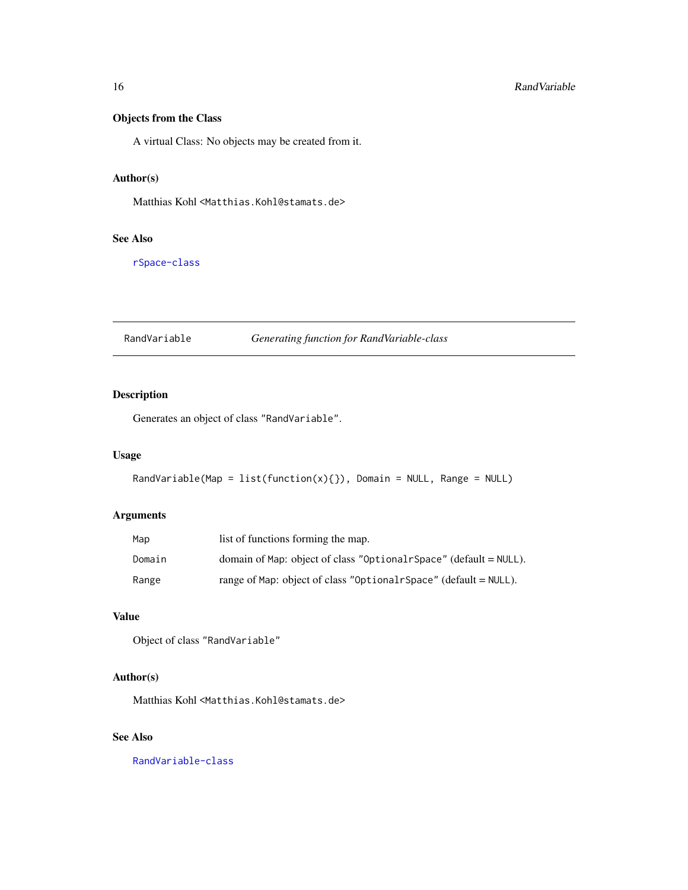### Objects from the Class

A virtual Class: No objects may be created from it.

### Author(s)

Matthias Kohl <Matthias.Kohl@stamats.de>

### See Also

rSpace-class

---

## RandVariable — *Generating function for RandVariable-class*

### Description

Generates an object of class "RandVariable".

### Usage

```
RandVariable(Map = list(function(x){}), Domain = NULL, Range = NULL)
```

### Arguments

| | |
|---|---|
| Map | list of functions forming the map. |
| Domain | domain of Map: object of class "OptionalrSpace" (default = NULL). |
| Range | range of Map: object of class "OptionalrSpace" (default = NULL). |

### Value

Object of class "RandVariable"

### Author(s)

Matthias Kohl <Matthias.Kohl@stamats.de>

### See Also

RandVariable-class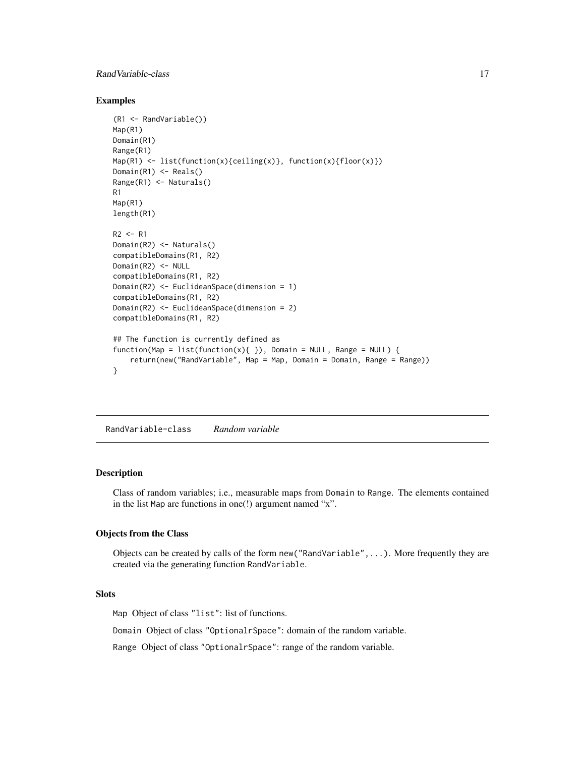### Examples

```
(R1 <- RandVariable())
Map(R1)
Domain(R1)
Range(R1)
Map(R1) <- list(function(x){ceiling(x)}, function(x){floor(x)})
Domain(R1) <- Reals()
Range(R1) <- Naturals()
R1
Map(R1)
length(R1)

R2 <- R1
Domain(R2) <- Naturals()
compatibleDomains(R1, R2)
Domain(R2) <- NULL
compatibleDomains(R1, R2)
Domain(R2) <- EuclideanSpace(dimension = 1)
compatibleDomains(R1, R2)
Domain(R2) <- EuclideanSpace(dimension = 2)
compatibleDomains(R1, R2)

## The function is currently defined as
function(Map = list(function(x){ }), Domain = NULL, Range = NULL) {
    return(new("RandVariable", Map = Map, Domain = Domain, Range = Range))
}
```

## RandVariable-class *Random variable*

### Description

Class of random variables; i.e., measurable maps from `Domain` to `Range`. The elements contained in the list `Map` are functions in one(!) argument named "x".

### Objects from the Class

Objects can be created by calls of the form `new("RandVariable",...)`. More frequently they are created via the generating function `RandVariable`.

### Slots

`Map` Object of class `"list"`: list of functions.

`Domain` Object of class `"OptionalrSpace"`: domain of the random variable.

`Range` Object of class `"OptionalrSpace"`: range of the random variable.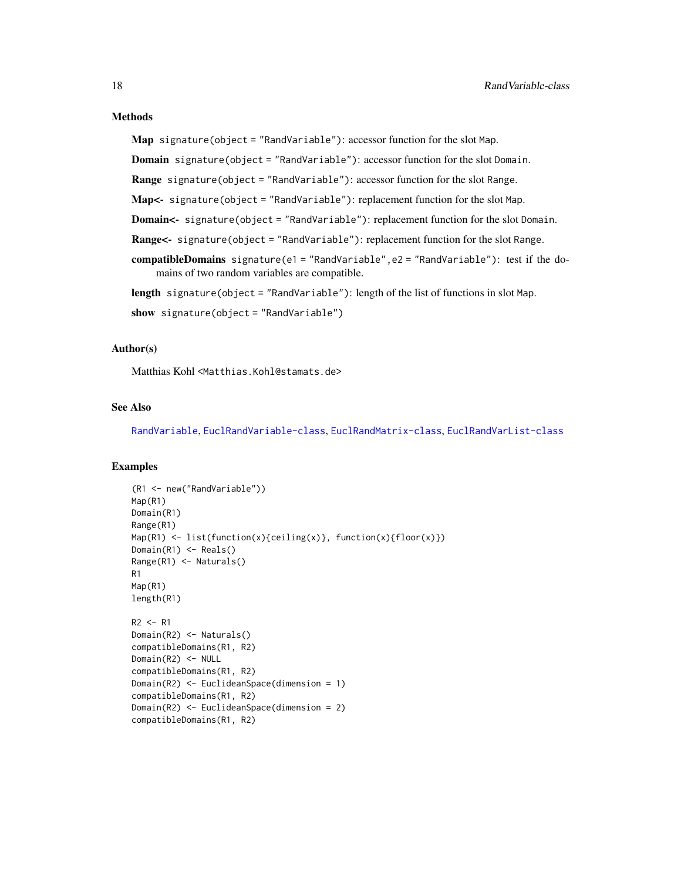## Methods

**Map** `signature(object = "RandVariable")`: accessor function for the slot `Map`.

**Domain** `signature(object = "RandVariable")`: accessor function for the slot `Domain`.

**Range** `signature(object = "RandVariable")`: accessor function for the slot `Range`.

**Map<-** `signature(object = "RandVariable")`: replacement function for the slot `Map`.

**Domain<-** `signature(object = "RandVariable")`: replacement function for the slot `Domain`.

**Range<-** `signature(object = "RandVariable")`: replacement function for the slot `Range`.

**compatibleDomains** `signature(e1 = "RandVariable", e2 = "RandVariable")`: test if the domains of two random variables are compatible.

**length** `signature(object = "RandVariable")`: length of the list of functions in slot `Map`.

**show** `signature(object = "RandVariable")`

## Author(s)

Matthias Kohl <Matthias.Kohl@stamats.de>

## See Also

RandVariable, EuclRandVariable-class, EuclRandMatrix-class, EuclRandVarList-class

## Examples

```
(R1 <- new("RandVariable"))
Map(R1)
Domain(R1)
Range(R1)
Map(R1) <- list(function(x){ceiling(x)}, function(x){floor(x)})
Domain(R1) <- Reals()
Range(R1) <- Naturals()
R1
Map(R1)
length(R1)

R2 <- R1
Domain(R2) <- Naturals()
compatibleDomains(R1, R2)
Domain(R2) <- NULL
compatibleDomains(R1, R2)
Domain(R2) <- EuclideanSpace(dimension = 1)
compatibleDomains(R1, R2)
Domain(R2) <- EuclideanSpace(dimension = 2)
compatibleDomains(R1, R2)
```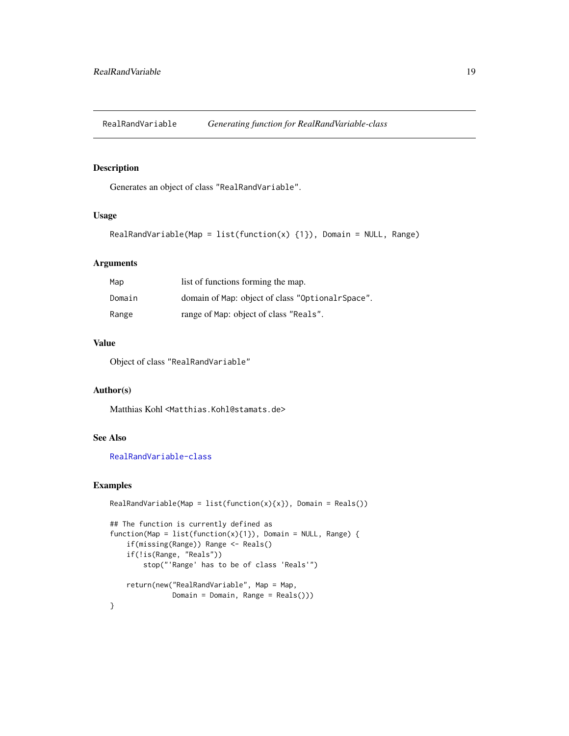RealRandVariable *Generating function for RealRandVariable-class*

## Description

Generates an object of class "RealRandVariable".

## Usage

```
RealRandVariable(Map = list(function(x) {1}), Domain = NULL, Range)
```

## Arguments

| | |
|---|---|
| Map | list of functions forming the map. |
| Domain | domain of Map: object of class "OptionalrSpace". |
| Range | range of Map: object of class "Reals". |

## Value

Object of class "RealRandVariable"

## Author(s)

Matthias Kohl <Matthias.Kohl@stamats.de>

## See Also

RealRandVariable-class

## Examples

```
RealRandVariable(Map = list(function(x){x}), Domain = Reals())

## The function is currently defined as
function(Map = list(function(x){1}), Domain = NULL, Range) {
    if(missing(Range)) Range <- Reals()
    if(!is(Range, "Reals"))
        stop("'Range' has to be of class 'Reals'")

    return(new("RealRandVariable", Map = Map,
               Domain = Domain, Range = Reals()))
}
```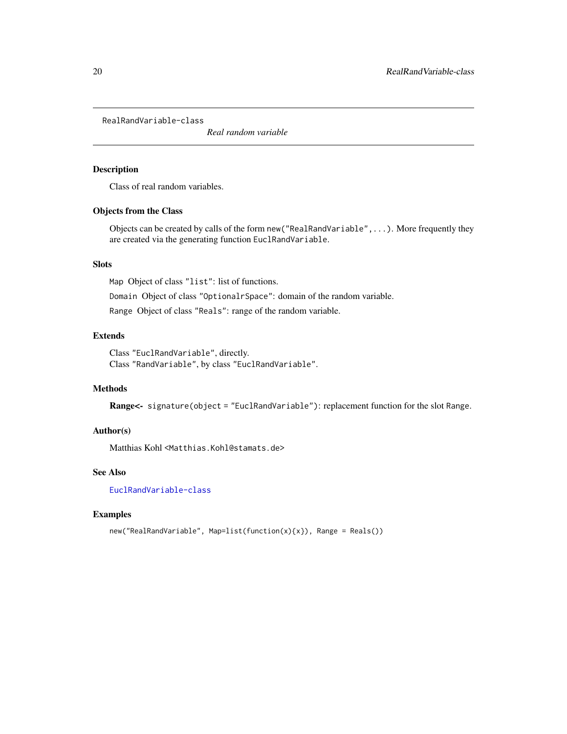RealRandVariable-class

*Real random variable*

### Description

Class of real random variables.

### Objects from the Class

Objects can be created by calls of the form `new("RealRandVariable",...)`. More frequently they are created via the generating function `EuclRandVariable`.

### Slots

`Map` Object of class "`list`": list of functions.

`Domain` Object of class "`OptionalrSpace`": domain of the random variable.

`Range` Object of class "`Reals`": range of the random variable.

### Extends

Class "`EuclRandVariable`", directly.
Class "`RandVariable`", by class "`EuclRandVariable`".

### Methods

**Range<-** `signature(object = "EuclRandVariable")`: replacement function for the slot `Range`.

### Author(s)

Matthias Kohl <`Matthias.Kohl@stamats.de`>

### See Also

`EuclRandVariable-class`

### Examples

```
new("RealRandVariable", Map=list(function(x){x}), Range = Reals())
```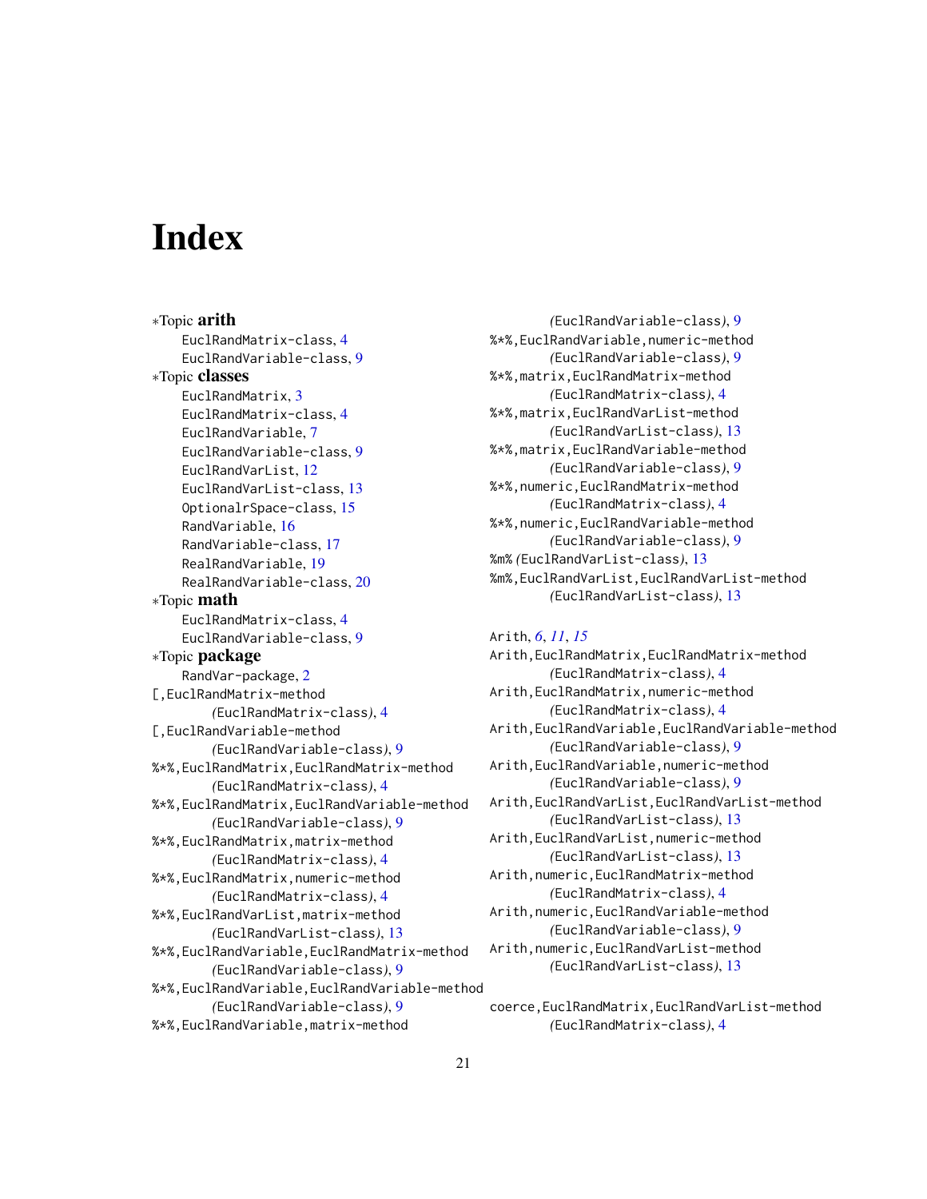# Index

∗Topic **arith**
- EuclRandMatrix-class, 4
- EuclRandVariable-class, 9

∗Topic **classes**
- EuclRandMatrix, 3
- EuclRandMatrix-class, 4
- EuclRandVariable, 7
- EuclRandVariable-class, 9
- EuclRandVarList, 12
- EuclRandVarList-class, 13
- OptionalrSpace-class, 15
- RandVariable, 16
- RandVariable-class, 17
- RealRandVariable, 19
- RealRandVariable-class, 20

∗Topic **math**
- EuclRandMatrix-class, 4
- EuclRandVariable-class, 9

∗Topic **package**
- RandVar-package, 2

[,EuclRandMatrix-method *(*EuclRandMatrix-class*)*, 4
[,EuclRandVariable-method *(*EuclRandVariable-class*)*, 9
%*%,EuclRandMatrix,EuclRandMatrix-method *(*EuclRandMatrix-class*)*, 4
%*%,EuclRandMatrix,EuclRandVariable-method *(*EuclRandVariable-class*)*, 9
%*%,EuclRandMatrix,matrix-method *(*EuclRandMatrix-class*)*, 4
%*%,EuclRandMatrix,numeric-method *(*EuclRandMatrix-class*)*, 4
%*%,EuclRandVarList,matrix-method *(*EuclRandVarList-class*)*, 13
%*%,EuclRandVariable,EuclRandMatrix-method *(*EuclRandVariable-class*)*, 9
%*%,EuclRandVariable,EuclRandVariable-method *(*EuclRandVariable-class*)*, 9
%*%,EuclRandVariable,matrix-method *(*EuclRandVariable-class*)*, 9
%*%,EuclRandVariable,numeric-method *(*EuclRandVariable-class*)*, 9
%*%,matrix,EuclRandMatrix-method *(*EuclRandMatrix-class*)*, 4
%*%,matrix,EuclRandVarList-method *(*EuclRandVarList-class*)*, 13
%*%,matrix,EuclRandVariable-method *(*EuclRandVariable-class*)*, 9
%*%,numeric,EuclRandMatrix-method *(*EuclRandMatrix-class*)*, 4
%*%,numeric,EuclRandVariable-method *(*EuclRandVariable-class*)*, 9
%m% *(*EuclRandVarList-class*)*, 13
%m%,EuclRandVarList,EuclRandVarList-method *(*EuclRandVarList-class*)*, 13

Arith, *6*, *11*, *15*
Arith,EuclRandMatrix,EuclRandMatrix-method *(*EuclRandMatrix-class*)*, 4
Arith,EuclRandMatrix,numeric-method *(*EuclRandMatrix-class*)*, 4
Arith,EuclRandVariable,EuclRandVariable-method *(*EuclRandVariable-class*)*, 9
Arith,EuclRandVariable,numeric-method *(*EuclRandVariable-class*)*, 9
Arith,EuclRandVarList,EuclRandVarList-method *(*EuclRandVarList-class*)*, 13
Arith,EuclRandVarList,numeric-method *(*EuclRandVarList-class*)*, 13
Arith,numeric,EuclRandMatrix-method *(*EuclRandMatrix-class*)*, 4
Arith,numeric,EuclRandVariable-method *(*EuclRandVariable-class*)*, 9
Arith,numeric,EuclRandVarList-method *(*EuclRandVarList-class*)*, 13

coerce,EuclRandMatrix,EuclRandVarList-method *(*EuclRandMatrix-class*)*, 4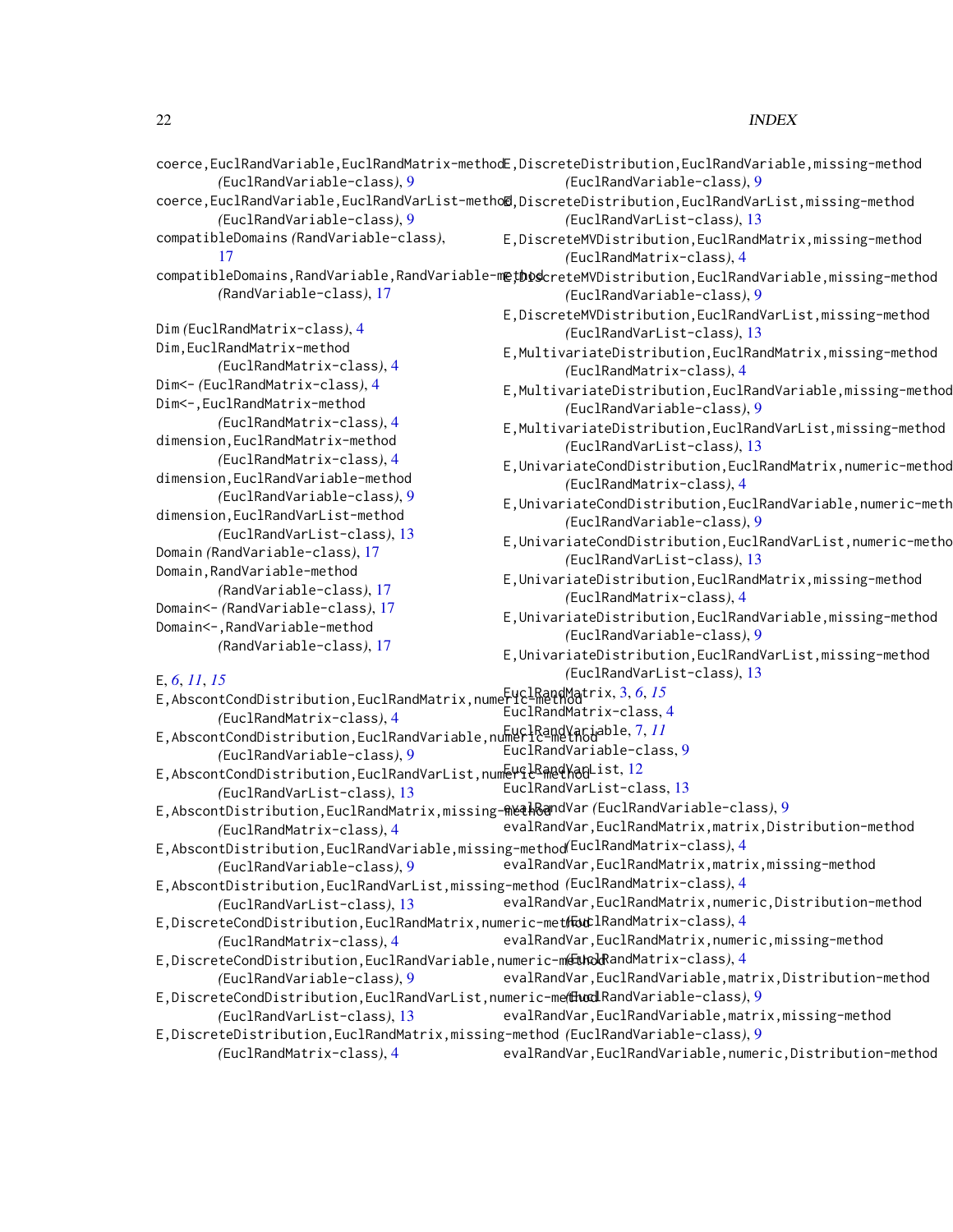coerce,EuclRandVariable,EuclRandMatrix-method *(EuclRandVariable-class)*, 9
coerce,EuclRandVariable,EuclRandVarList-method *(EuclRandVariable-class)*, 9
compatibleDomains *(RandVariable-class)*, 17
compatibleDomains,RandVariable,RandVariable-method *(RandVariable-class)*, 17

Dim *(EuclRandMatrix-class)*, 4
Dim,EuclRandMatrix-method *(EuclRandMatrix-class)*, 4
Dim<- *(EuclRandMatrix-class)*, 4
Dim<-,EuclRandMatrix-method *(EuclRandMatrix-class)*, 4
dimension,EuclRandMatrix-method *(EuclRandMatrix-class)*, 4
dimension,EuclRandVariable-method *(EuclRandVariable-class)*, 9
dimension,EuclRandVarList-method *(EuclRandVarList-class)*, 13
Domain *(RandVariable-class)*, 17
Domain,RandVariable-method *(RandVariable-class)*, 17
Domain<- *(RandVariable-class)*, 17
Domain<-,RandVariable-method *(RandVariable-class)*, 17

E, *6*, *11*, *15*
E,AbscontCondDistribution,EuclRandMatrix,numeric-method *(EuclRandMatrix-class)*, 4
E,AbscontCondDistribution,EuclRandVariable,numeric-method *(EuclRandVariable-class)*, 9
E,AbscontCondDistribution,EuclRandVarList,numeric-method *(EuclRandVarList-class)*, 13
E,AbscontDistribution,EuclRandMatrix,missing-method *(EuclRandMatrix-class)*, 4
E,AbscontDistribution,EuclRandVariable,missing-method *(EuclRandVariable-class)*, 9
E,AbscontDistribution,EuclRandVarList,missing-method *(EuclRandVarList-class)*, 13
E,DiscreteCondDistribution,EuclRandMatrix,numeric-method *(EuclRandMatrix-class)*, 4
E,DiscreteCondDistribution,EuclRandVariable,numeric-method *(EuclRandVariable-class)*, 9
E,DiscreteCondDistribution,EuclRandVarList,numeric-method *(EuclRandVarList-class)*, 13
E,DiscreteDistribution,EuclRandMatrix,missing-method *(EuclRandMatrix-class)*, 4
E,DiscreteDistribution,EuclRandVariable,missing-method *(EuclRandVariable-class)*, 9
E,DiscreteDistribution,EuclRandVarList,missing-method *(EuclRandVarList-class)*, 13
E,DiscreteMVDistribution,EuclRandMatrix,missing-method *(EuclRandMatrix-class)*, 4
E,DiscreteMVDistribution,EuclRandVariable,missing-method *(EuclRandVariable-class)*, 9
E,DiscreteMVDistribution,EuclRandVarList,missing-method *(EuclRandVarList-class)*, 13
E,MultivariateDistribution,EuclRandMatrix,missing-method *(EuclRandMatrix-class)*, 4
E,MultivariateDistribution,EuclRandVariable,missing-method *(EuclRandVariable-class)*, 9
E,MultivariateDistribution,EuclRandVarList,missing-method *(EuclRandVarList-class)*, 13
E,UnivariateCondDistribution,EuclRandMatrix,numeric-method *(EuclRandMatrix-class)*, 4
E,UnivariateCondDistribution,EuclRandVariable,numeric-method *(EuclRandVariable-class)*, 9
E,UnivariateCondDistribution,EuclRandVarList,numeric-method *(EuclRandVarList-class)*, 13
E,UnivariateDistribution,EuclRandMatrix,missing-method *(EuclRandMatrix-class)*, 4
E,UnivariateDistribution,EuclRandVariable,missing-method *(EuclRandVariable-class)*, 9
E,UnivariateDistribution,EuclRandVarList,missing-method *(EuclRandVarList-class)*, 13
EuclRandMatrix, 3, *6*, *15*
EuclRandMatrix-class, 4
EuclRandVariable, 7, *11*
EuclRandVariable-class, 9
EuclRandVarList, 12
EuclRandVarList-class, 13
evalRandVar *(EuclRandVariable-class)*, 9
evalRandVar,EuclRandMatrix,matrix,Distribution-method *(EuclRandMatrix-class)*, 4
evalRandVar,EuclRandMatrix,matrix,missing-method *(EuclRandMatrix-class)*, 4
evalRandVar,EuclRandMatrix,numeric,Distribution-method *(EuclRandMatrix-class)*, 4
evalRandVar,EuclRandMatrix,numeric,missing-method *(EuclRandMatrix-class)*, 4
evalRandVar,EuclRandVariable,matrix,Distribution-method *(EuclRandVariable-class)*, 9
evalRandVar,EuclRandVariable,matrix,missing-method *(EuclRandVariable-class)*, 9
evalRandVar,EuclRandVariable,numeric,Distribution-method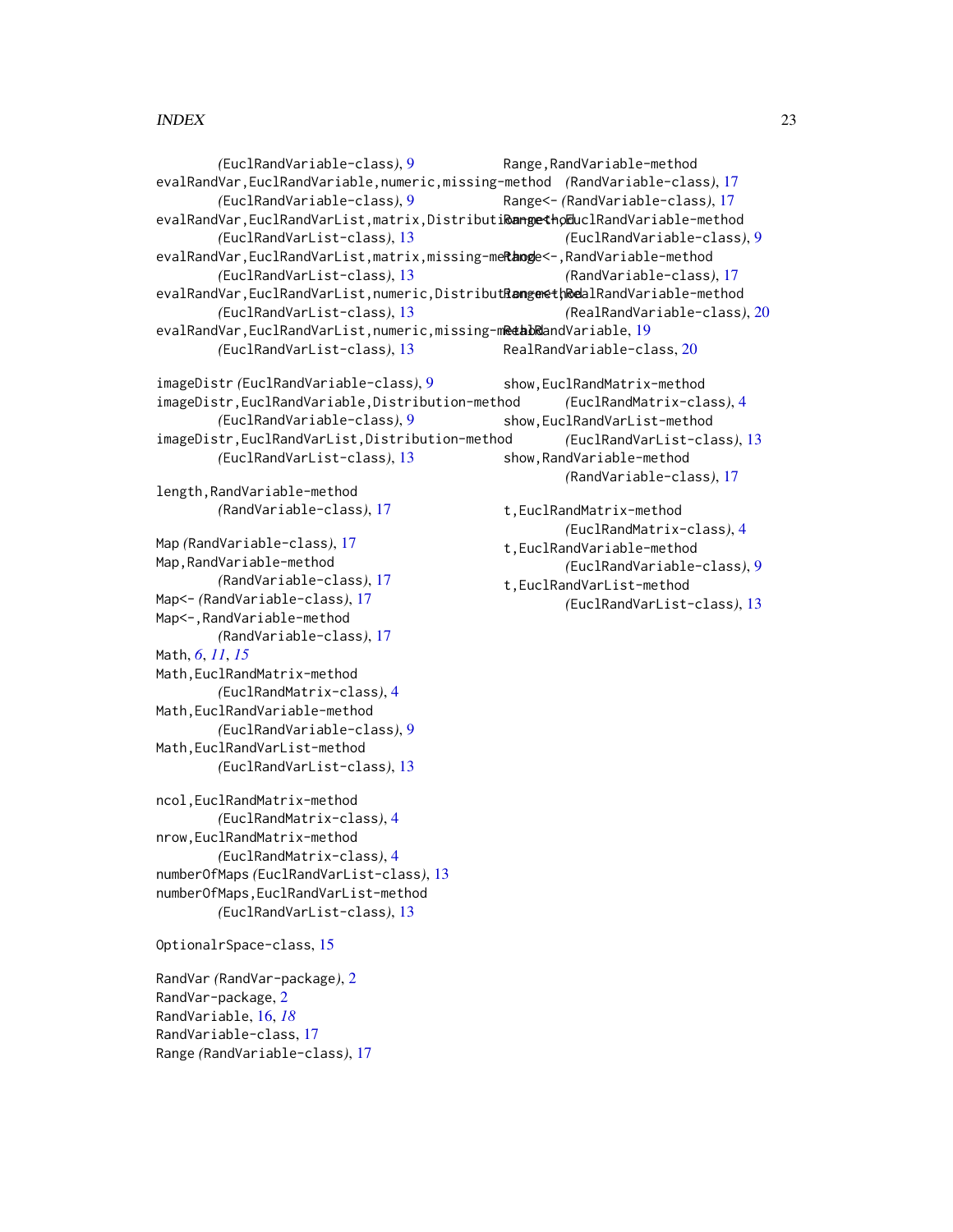(EuclRandVariable-class), 9
evalRandVar,EuclRandVariable,numeric,missing-method
(EuclRandVariable-class), 9
evalRandVar,EuclRandVarList,matrix,Distribution-method
(EuclRandVarList-class), 13
evalRandVar,EuclRandVarList,matrix,missing-method
(EuclRandVarList-class), 13
evalRandVar,EuclRandVarList,numeric,Distribution-method
(EuclRandVarList-class), 13
evalRandVar,EuclRandVarList,numeric,missing-method
(EuclRandVarList-class), 13

imageDistr (EuclRandVariable-class), 9
imageDistr,EuclRandVariable,Distribution-method
(EuclRandVariable-class), 9
imageDistr,EuclRandVarList,Distribution-method
(EuclRandVarList-class), 13

length,RandVariable-method
(RandVariable-class), 17

Map (RandVariable-class), 17
Map,RandVariable-method
(RandVariable-class), 17
Map<- (RandVariable-class), 17
Map<-,RandVariable-method
(RandVariable-class), 17
Math, *6*, *11*, *15*
Math,EuclRandMatrix-method
(EuclRandMatrix-class), 4
Math,EuclRandVariable-method
(EuclRandVariable-class), 9
Math,EuclRandVarList-method
(EuclRandVarList-class), 13

ncol,EuclRandMatrix-method
(EuclRandMatrix-class), 4
nrow,EuclRandMatrix-method
(EuclRandMatrix-class), 4
numberOfMaps (EuclRandVarList-class), 13
numberOfMaps,EuclRandVarList-method
(EuclRandVarList-class), 13

OptionalrSpace-class, 15

RandVar (RandVar-package), 2
RandVar-package, 2
RandVariable, 16, *18*
RandVariable-class, 17
Range (RandVariable-class), 17
Range,RandVariable-method
(RandVariable-class), 17
Range<- (RandVariable-class), 17
Range<-,EuclRandVariable-method
(EuclRandVariable-class), 9
Range<-,RandVariable-method
(RandVariable-class), 17
Range<-,RealRandVariable-method
(RealRandVariable-class), 20
RealRandVariable, 19
RealRandVariable-class, 20

show,EuclRandMatrix-method
(EuclRandMatrix-class), 4
show,EuclRandVarList-method
(EuclRandVarList-class), 13
show,RandVariable-method
(RandVariable-class), 17

t,EuclRandMatrix-method
(EuclRandMatrix-class), 4
t,EuclRandVariable-method
(EuclRandVariable-class), 9
t,EuclRandVarList-method
(EuclRandVarList-class), 13